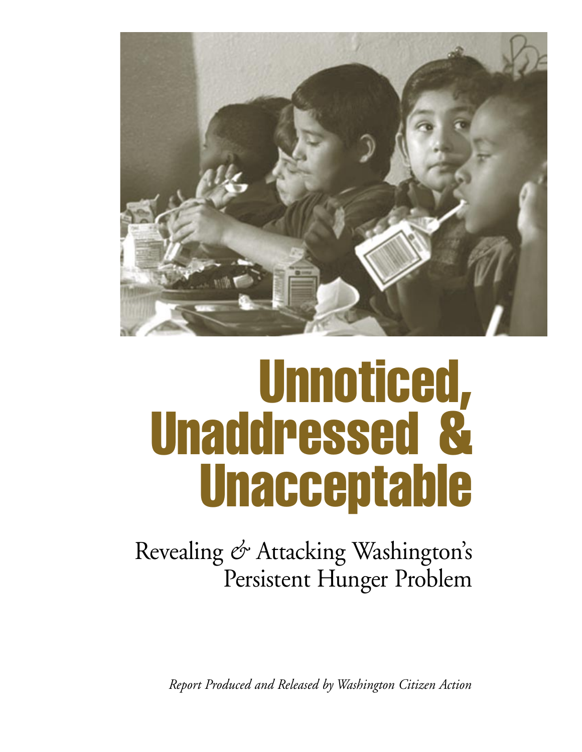# Unnoticed, Unaddressed & Unacceptable

## Revealing & Attacking Washington's Persistent Hunger Problem

*Report Produced and Released by Washington Citizen Action*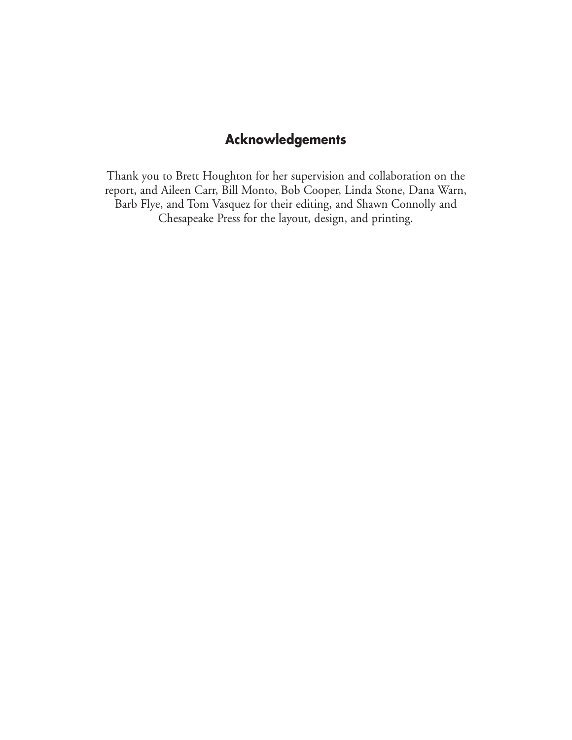## Acknowledgements

Thank you to Brett Houghton for her supervision and collaboration on the report, and Aileen Carr, Bill Monto, Bob Cooper, Linda Stone, Dana Warn, Barb Flye, and Tom Vasquez for their editing, and Shawn Connolly and Chesapeake Press for the layout, design, and printing.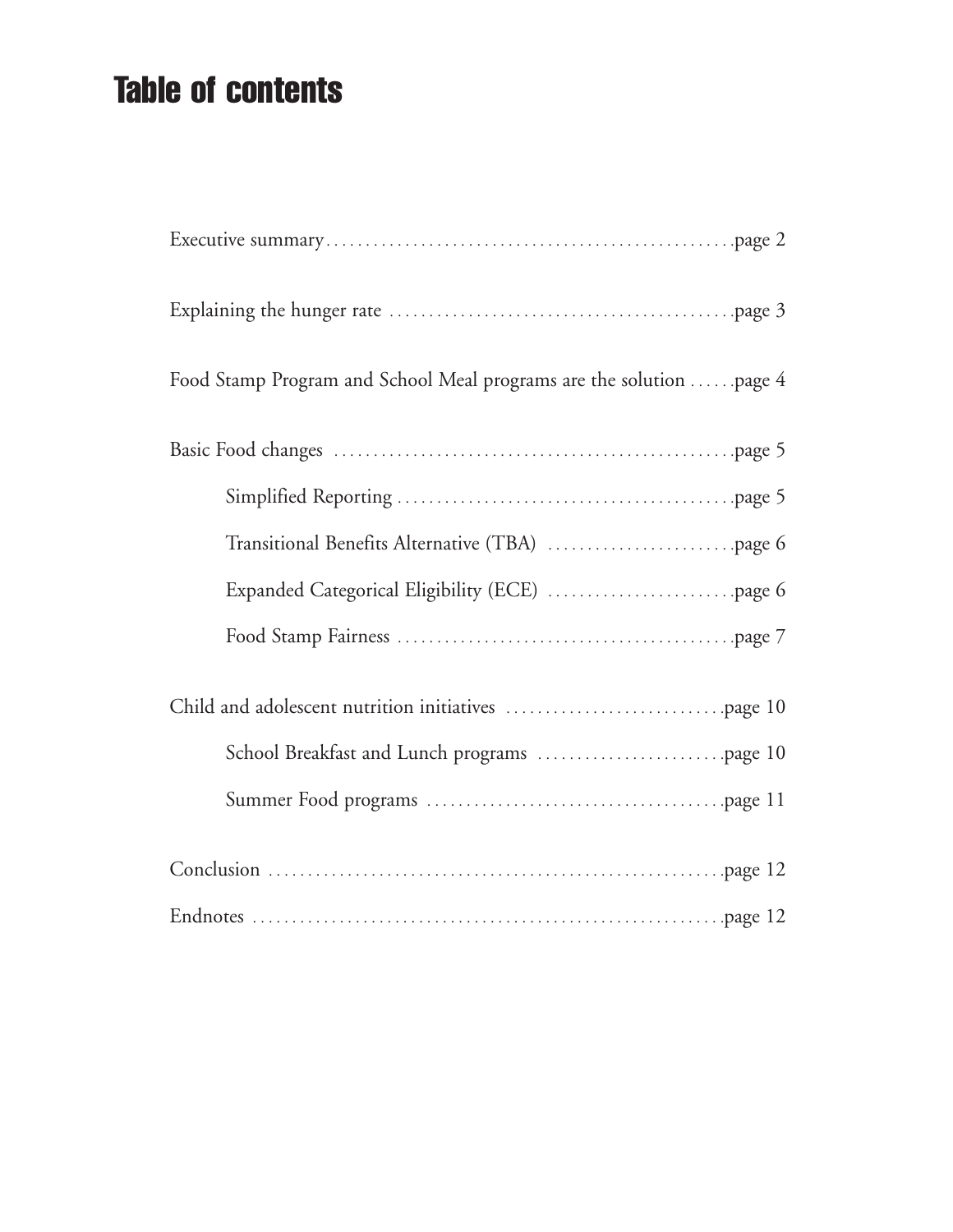# Table of contents

Executive summary ....................................................page 2

Explaining the hunger rate ...........................................page 3

Food Stamp Program and School Meal programs are the solution ......page 4

Basic Food changes ..................................................page 5

- Simplified Reporting ..........................................page 5
- Transitional Benefits Alternative (TBA) ........................page 6
- Expanded Categorical Eligibility (ECE) ........................page 6
- Food Stamp Fairness ..........................................page 7

Child and adolescent nutrition initiatives ............................page 10

- School Breakfast and Lunch programs ........................page 10
- Summer Food programs ......................................page 11

Conclusion .........................................................page 12

Endnotes ...........................................................page 12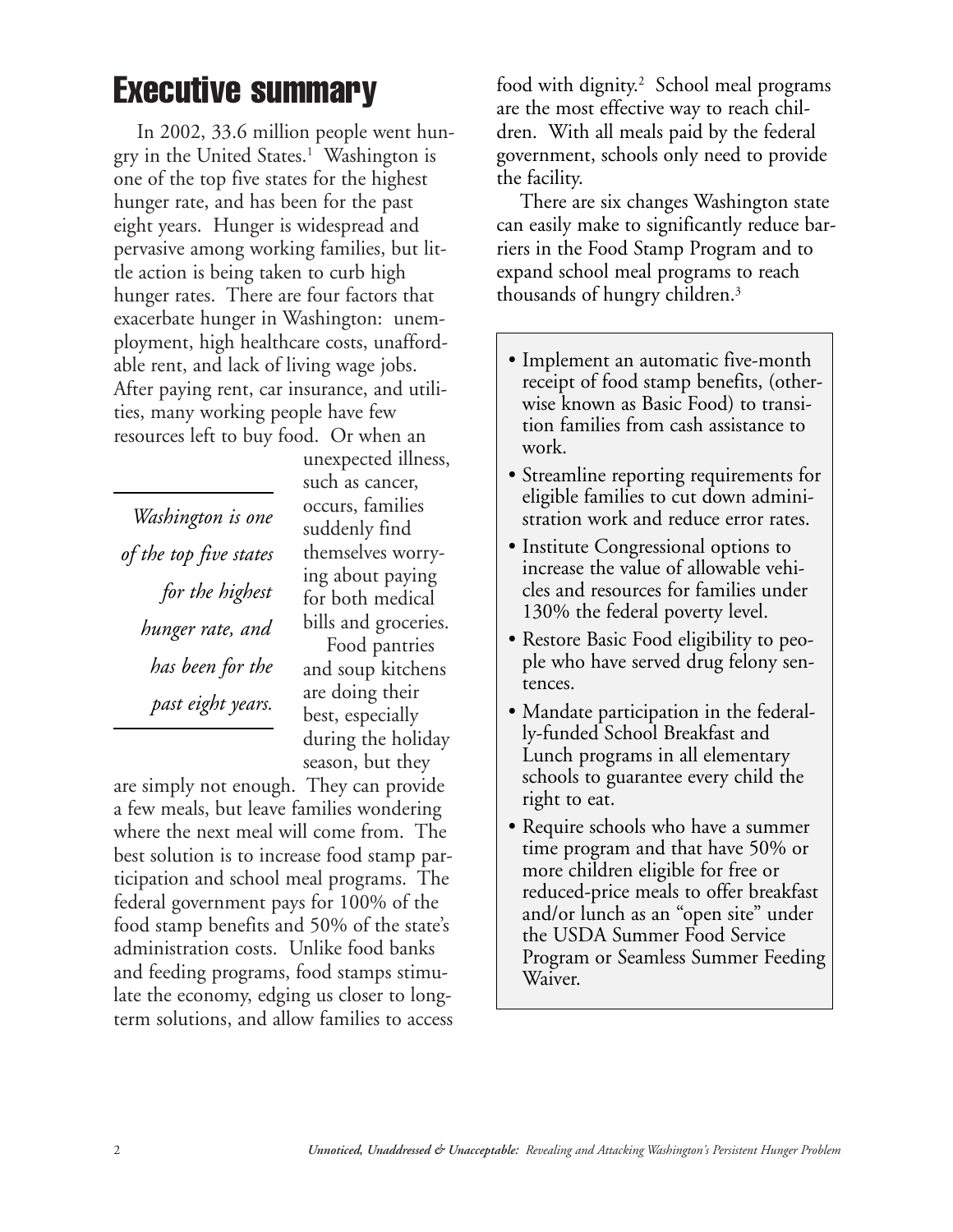# Executive summary

In 2002, 33.6 million people went hungry in the United States.[1] Washington is one of the top five states for the highest hunger rate, and has been for the past eight years. Hunger is widespread and pervasive among working families, but little action is being taken to curb high hunger rates. There are four factors that exacerbate hunger in Washington: unemployment, high healthcare costs, unaffordable rent, and lack of living wage jobs. After paying rent, car insurance, and utilities, many working people have few resources left to buy food. Or when an unexpected illness, such as cancer, occurs, families suddenly find themselves worrying about paying for both medical bills and groceries.

> *Washington is one of the top five states for the highest hunger rate, and has been for the past eight years.*

Food pantries and soup kitchens are doing their best, especially during the holiday season, but they are simply not enough. They can provide a few meals, but leave families wondering where the next meal will come from. The best solution is to increase food stamp participation and school meal programs. The federal government pays for 100% of the food stamp benefits and 50% of the state's administration costs. Unlike food banks and feeding programs, food stamps stimulate the economy, edging us closer to long-term solutions, and allow families to access food with dignity.[2] School meal programs are the most effective way to reach children. With all meals paid by the federal government, schools only need to provide the facility.

There are six changes Washington state can easily make to significantly reduce barriers in the Food Stamp Program and to expand school meal programs to reach thousands of hungry children.[3]

- Implement an automatic five-month receipt of food stamp benefits, (otherwise known as Basic Food) to transition families from cash assistance to work.
- Streamline reporting requirements for eligible families to cut down administration work and reduce error rates.
- Institute Congressional options to increase the value of allowable vehicles and resources for families under 130% the federal poverty level.
- Restore Basic Food eligibility to people who have served drug felony sentences.
- Mandate participation in the federally-funded School Breakfast and Lunch programs in all elementary schools to guarantee every child the right to eat.
- Require schools who have a summer time program and that have 50% or more children eligible for free or reduced-price meals to offer breakfast and/or lunch as an "open site" under the USDA Summer Food Service Program or Seamless Summer Feeding Waiver.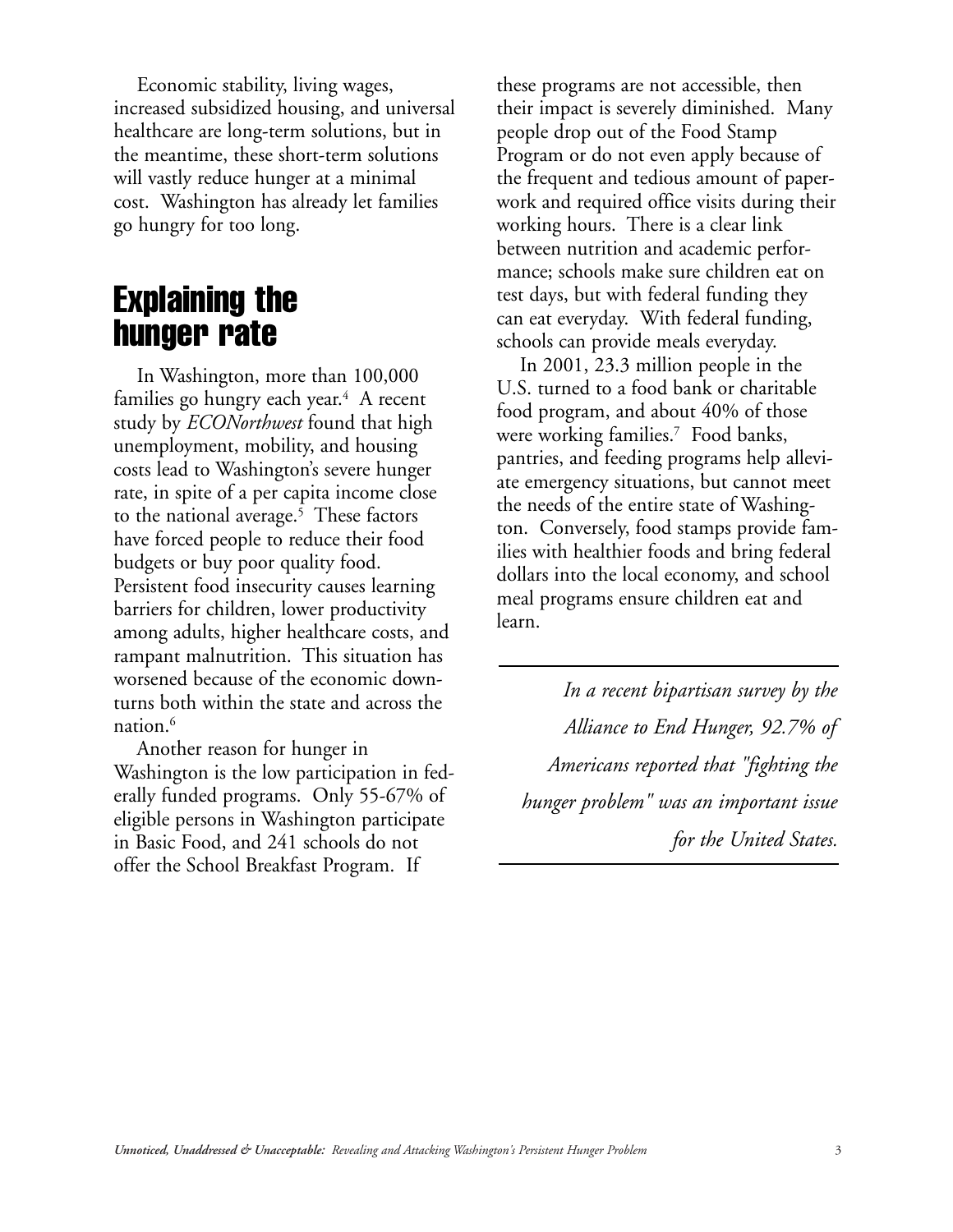Economic stability, living wages, increased subsidized housing, and universal healthcare are long-term solutions, but in the meantime, these short-term solutions will vastly reduce hunger at a minimal cost. Washington has already let families go hungry for too long.

## Explaining the hunger rate

In Washington, more than 100,000 families go hungry each year.[4] A recent study by *ECONorthwest* found that high unemployment, mobility, and housing costs lead to Washington's severe hunger rate, in spite of a per capita income close to the national average.[5] These factors have forced people to reduce their food budgets or buy poor quality food. Persistent food insecurity causes learning barriers for children, lower productivity among adults, higher healthcare costs, and rampant malnutrition. This situation has worsened because of the economic downturns both within the state and across the nation.[6]

Another reason for hunger in Washington is the low participation in federally funded programs. Only 55-67% of eligible persons in Washington participate in Basic Food, and 241 schools do not offer the School Breakfast Program. If these programs are not accessible, then their impact is severely diminished. Many people drop out of the Food Stamp Program or do not even apply because of the frequent and tedious amount of paperwork and required office visits during their working hours. There is a clear link between nutrition and academic performance; schools make sure children eat on test days, but with federal funding they can eat everyday. With federal funding, schools can provide meals everyday.

In 2001, 23.3 million people in the U.S. turned to a food bank or charitable food program, and about 40% of those were working families.[7] Food banks, pantries, and feeding programs help alleviate emergency situations, but cannot meet the needs of the entire state of Washington. Conversely, food stamps provide families with healthier foods and bring federal dollars into the local economy, and school meal programs ensure children eat and learn.

---

*In a recent bipartisan survey by the Alliance to End Hunger, 92.7% of Americans reported that "fighting the hunger problem" was an important issue for the United States.*

---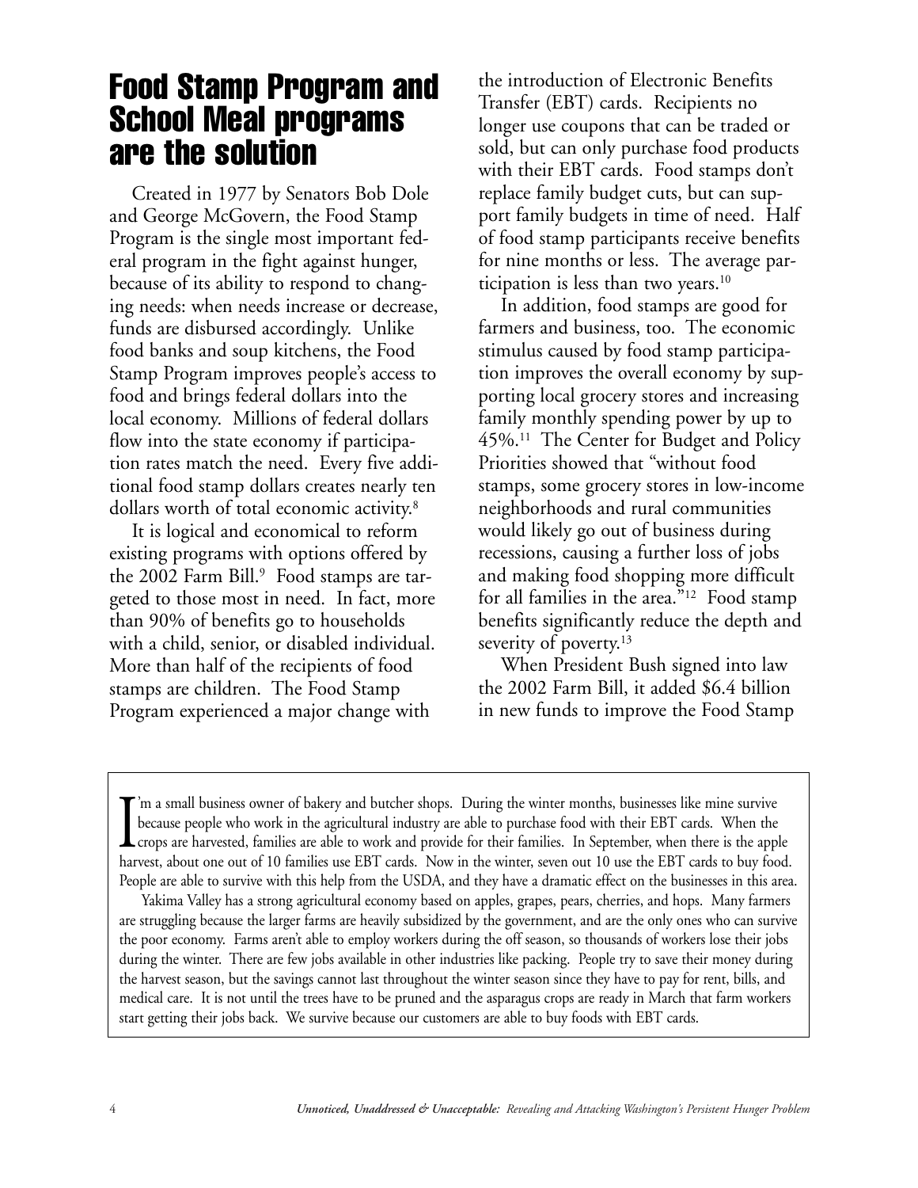## Food Stamp Program and School Meal programs are the solution

Created in 1977 by Senators Bob Dole and George McGovern, the Food Stamp Program is the single most important federal program in the fight against hunger, because of its ability to respond to changing needs: when needs increase or decrease, funds are disbursed accordingly. Unlike food banks and soup kitchens, the Food Stamp Program improves people's access to food and brings federal dollars into the local economy. Millions of federal dollars flow into the state economy if participation rates match the need. Every five additional food stamp dollars creates nearly ten dollars worth of total economic activity.[8]

It is logical and economical to reform existing programs with options offered by the 2002 Farm Bill.[9] Food stamps are targeted to those most in need. In fact, more than 90% of benefits go to households with a child, senior, or disabled individual. More than half of the recipients of food stamps are children. The Food Stamp Program experienced a major change with the introduction of Electronic Benefits Transfer (EBT) cards. Recipients no longer use coupons that can be traded or sold, but can only purchase food products with their EBT cards. Food stamps don't replace family budget cuts, but can support family budgets in time of need. Half of food stamp participants receive benefits for nine months or less. The average participation is less than two years.[10]

In addition, food stamps are good for farmers and business, too. The economic stimulus caused by food stamp participation improves the overall economy by supporting local grocery stores and increasing family monthly spending power by up to 45%.[11] The Center for Budget and Policy Priorities showed that "without food stamps, some grocery stores in low-income neighborhoods and rural communities would likely go out of business during recessions, causing a further loss of jobs and making food shopping more difficult for all families in the area."[12] Food stamp benefits significantly reduce the depth and severity of poverty.[13]

When President Bush signed into law the 2002 Farm Bill, it added $6.4 billion in new funds to improve the Food Stamp

> I'm a small business owner of bakery and butcher shops. During the winter months, businesses like mine survive because people who work in the agricultural industry are able to purchase food with their EBT cards. When the crops are harvested, families are able to work and provide for their families. In September, when there is the apple harvest, about one out of 10 families use EBT cards. Now in the winter, seven out 10 use the EBT cards to buy food. People are able to survive with this help from the USDA, and they have a dramatic effect on the businesses in this area.
>
> Yakima Valley has a strong agricultural economy based on apples, grapes, pears, cherries, and hops. Many farmers are struggling because the larger farms are heavily subsidized by the government, and are the only ones who can survive the poor economy. Farms aren't able to employ workers during the off season, so thousands of workers lose their jobs during the winter. There are few jobs available in other industries like packing. People try to save their money during the harvest season, but the savings cannot last throughout the winter season since they have to pay for rent, bills, and medical care. It is not until the trees have to be pruned and the asparagus crops are ready in March that farm workers start getting their jobs back. We survive because our customers are able to buy foods with EBT cards.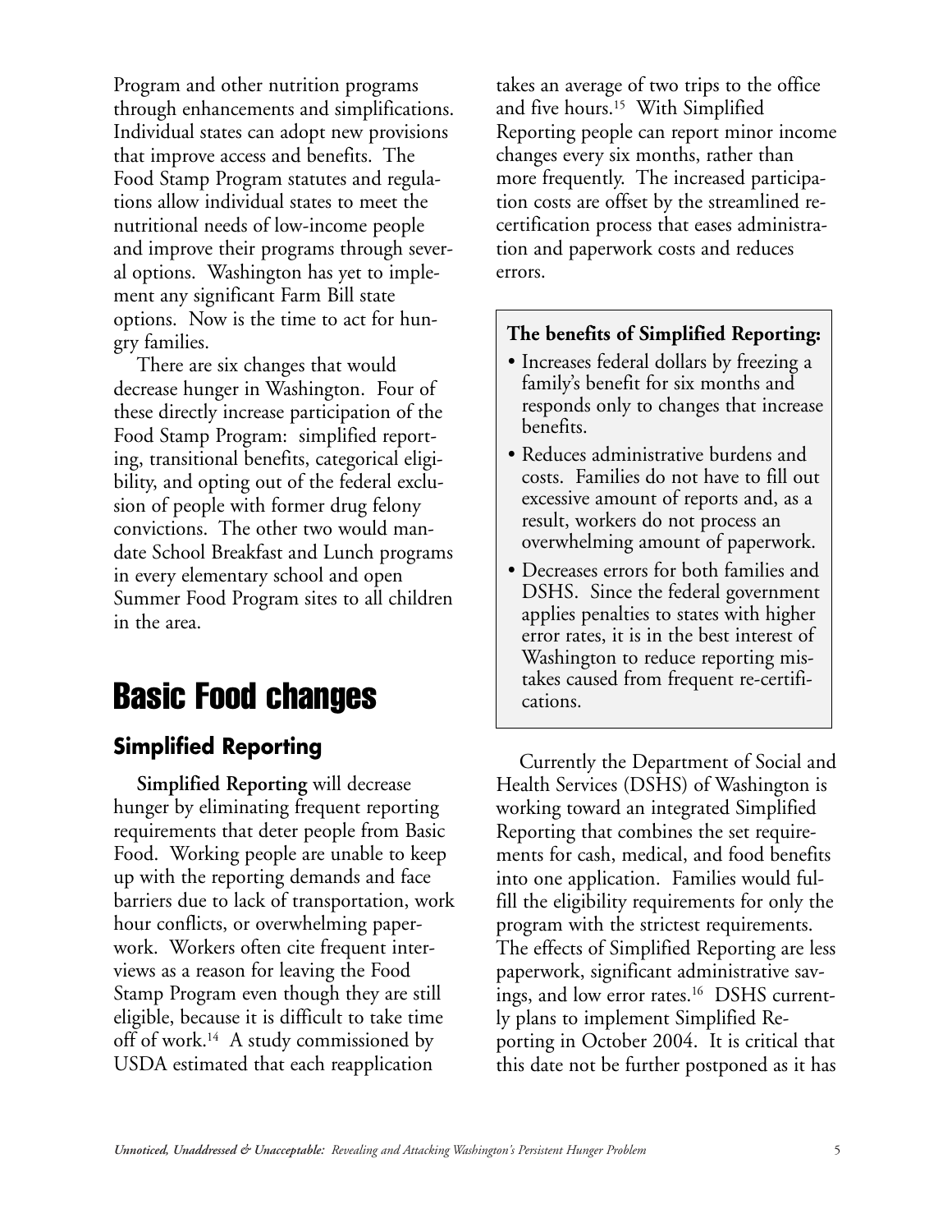Program and other nutrition programs through enhancements and simplifications. Individual states can adopt new provisions that improve access and benefits. The Food Stamp Program statutes and regulations allow individual states to meet the nutritional needs of low-income people and improve their programs through several options. Washington has yet to implement any significant Farm Bill state options. Now is the time to act for hungry families.

There are six changes that would decrease hunger in Washington. Four of these directly increase participation of the Food Stamp Program: simplified reporting, transitional benefits, categorical eligibility, and opting out of the federal exclusion of people with former drug felony convictions. The other two would mandate School Breakfast and Lunch programs in every elementary school and open Summer Food Program sites to all children in the area.

# Basic Food changes

## Simplified Reporting

**Simplified Reporting** will decrease hunger by eliminating frequent reporting requirements that deter people from Basic Food. Working people are unable to keep up with the reporting demands and face barriers due to lack of transportation, work hour conflicts, or overwhelming paperwork. Workers often cite frequent interviews as a reason for leaving the Food Stamp Program even though they are still eligible, because it is difficult to take time off of work.[14] A study commissioned by USDA estimated that each reapplication takes an average of two trips to the office and five hours.[15] With Simplified Reporting people can report minor income changes every six months, rather than more frequently. The increased participation costs are offset by the streamlined recertification process that eases administration and paperwork costs and reduces errors.

**The benefits of Simplified Reporting:**

- Increases federal dollars by freezing a family's benefit for six months and responds only to changes that increase benefits.
- Reduces administrative burdens and costs. Families do not have to fill out excessive amount of reports and, as a result, workers do not process an overwhelming amount of paperwork.
- Decreases errors for both families and DSHS. Since the federal government applies penalties to states with higher error rates, it is in the best interest of Washington to reduce reporting mistakes caused from frequent re-certifications.

Currently the Department of Social and Health Services (DSHS) of Washington is working toward an integrated Simplified Reporting that combines the set requirements for cash, medical, and food benefits into one application. Families would fulfill the eligibility requirements for only the program with the strictest requirements. The effects of Simplified Reporting are less paperwork, significant administrative savings, and low error rates.[16] DSHS currently plans to implement Simplified Reporting in October 2004. It is critical that this date not be further postponed as it has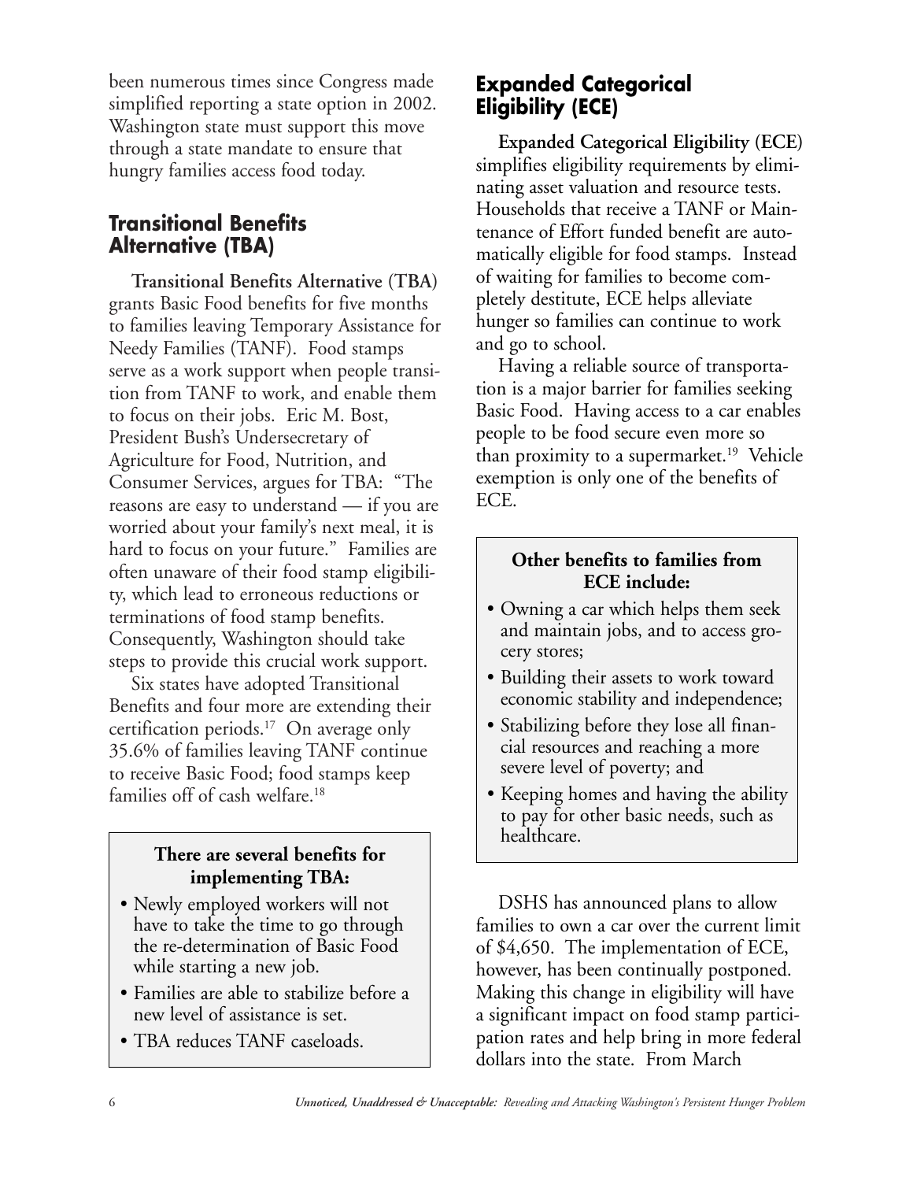been numerous times since Congress made simplified reporting a state option in 2002. Washington state must support this move through a state mandate to ensure that hungry families access food today.

## Transitional Benefits Alternative (TBA)

**Transitional Benefits Alternative (TBA)** grants Basic Food benefits for five months to families leaving Temporary Assistance for Needy Families (TANF). Food stamps serve as a work support when people transition from TANF to work, and enable them to focus on their jobs. Eric M. Bost, President Bush's Undersecretary of Agriculture for Food, Nutrition, and Consumer Services, argues for TBA: "The reasons are easy to understand — if you are worried about your family's next meal, it is hard to focus on your future." Families are often unaware of their food stamp eligibility, which lead to erroneous reductions or terminations of food stamp benefits. Consequently, Washington should take steps to provide this crucial work support.

Six states have adopted Transitional Benefits and four more are extending their certification periods.[17] On average only 35.6% of families leaving TANF continue to receive Basic Food; food stamps keep families off of cash welfare.[18]

**There are several benefits for implementing TBA:**

- Newly employed workers will not have to take the time to go through the re-determination of Basic Food while starting a new job.
- Families are able to stabilize before a new level of assistance is set.
- TBA reduces TANF caseloads.

## Expanded Categorical Eligibility (ECE)

**Expanded Categorical Eligibility (ECE)** simplifies eligibility requirements by eliminating asset valuation and resource tests. Households that receive a TANF or Maintenance of Effort funded benefit are automatically eligible for food stamps. Instead of waiting for families to become completely destitute, ECE helps alleviate hunger so families can continue to work and go to school.

Having a reliable source of transportation is a major barrier for families seeking Basic Food. Having access to a car enables people to be food secure even more so than proximity to a supermarket.[19] Vehicle exemption is only one of the benefits of ECE.

**Other benefits to families from ECE include:**

- Owning a car which helps them seek and maintain jobs, and to access grocery stores;
- Building their assets to work toward economic stability and independence;
- Stabilizing before they lose all financial resources and reaching a more severe level of poverty; and
- Keeping homes and having the ability to pay for other basic needs, such as healthcare.

DSHS has announced plans to allow families to own a car over the current limit of $4,650. The implementation of ECE, however, has been continually postponed. Making this change in eligibility will have a significant impact on food stamp participation rates and help bring in more federal dollars into the state. From March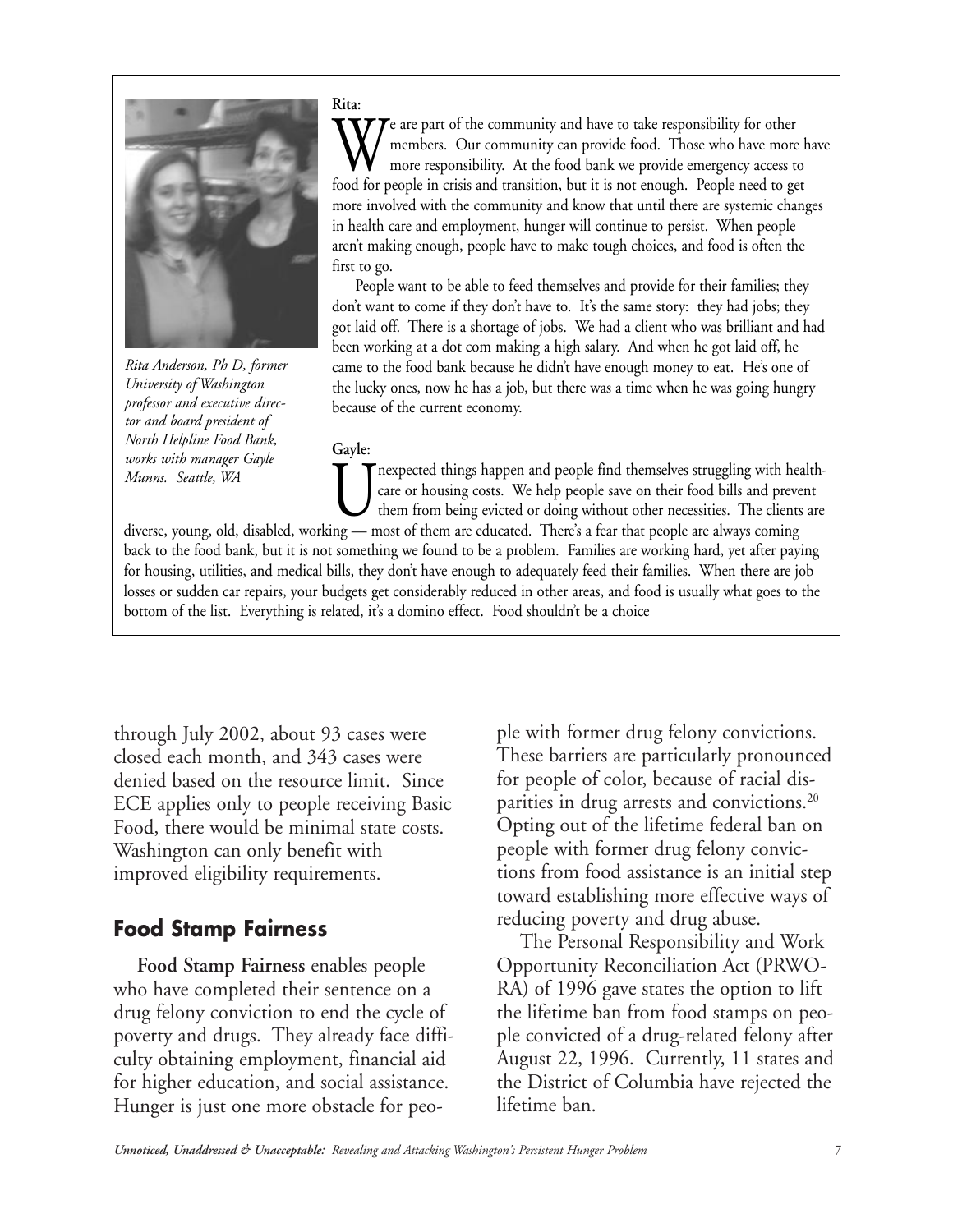*Rita Anderson, Ph D, former University of Washington professor and executive director and board president of North Helpline Food Bank, works with manager Gayle Munns. Seattle, WA*

**Rita:**

We are part of the community and have to take responsibility for other members. Our community can provide food. Those who have more have more responsibility. At the food bank we provide emergency access to food for people in crisis and transition, but it is not enough. People need to get more involved with the community and know that until there are systemic changes in health care and employment, hunger will continue to persist. When people aren't making enough, people have to make tough choices, and food is often the first to go.

People want to be able to feed themselves and provide for their families; they don't want to come if they don't have to. It's the same story: they had jobs; they got laid off. There is a shortage of jobs. We had a client who was brilliant and had been working at a dot com making a high salary. And when he got laid off, he came to the food bank because he didn't have enough money to eat. He's one of the lucky ones, now he has a job, but there was a time when he was going hungry because of the current economy.

**Gayle:**

Unexpected things happen and people find themselves struggling with healthcare or housing costs. We help people save on their food bills and prevent them from being evicted or doing without other necessities. The clients are diverse, young, old, disabled, working — most of them are educated. There's a fear that people are always coming back to the food bank, but it is not something we found to be a problem. Families are working hard, yet after paying for housing, utilities, and medical bills, they don't have enough to adequately feed their families. When there are job losses or sudden car repairs, your budgets get considerably reduced in other areas, and food is usually what goes to the bottom of the list. Everything is related, it's a domino effect. Food shouldn't be a choice

through July 2002, about 93 cases were closed each month, and 343 cases were denied based on the resource limit. Since ECE applies only to people receiving Basic Food, there would be minimal state costs. Washington can only benefit with improved eligibility requirements.

## Food Stamp Fairness

**Food Stamp Fairness** enables people who have completed their sentence on a drug felony conviction to end the cycle of poverty and drugs. They already face difficulty obtaining employment, financial aid for higher education, and social assistance. Hunger is just one more obstacle for people with former drug felony convictions. These barriers are particularly pronounced for people of color, because of racial disparities in drug arrests and convictions.[20] Opting out of the lifetime federal ban on people with former drug felony convictions from food assistance is an initial step toward establishing more effective ways of reducing poverty and drug abuse.

The Personal Responsibility and Work Opportunity Reconciliation Act (PRWORA) of 1996 gave states the option to lift the lifetime ban from food stamps on people convicted of a drug-related felony after August 22, 1996. Currently, 11 states and the District of Columbia have rejected the lifetime ban.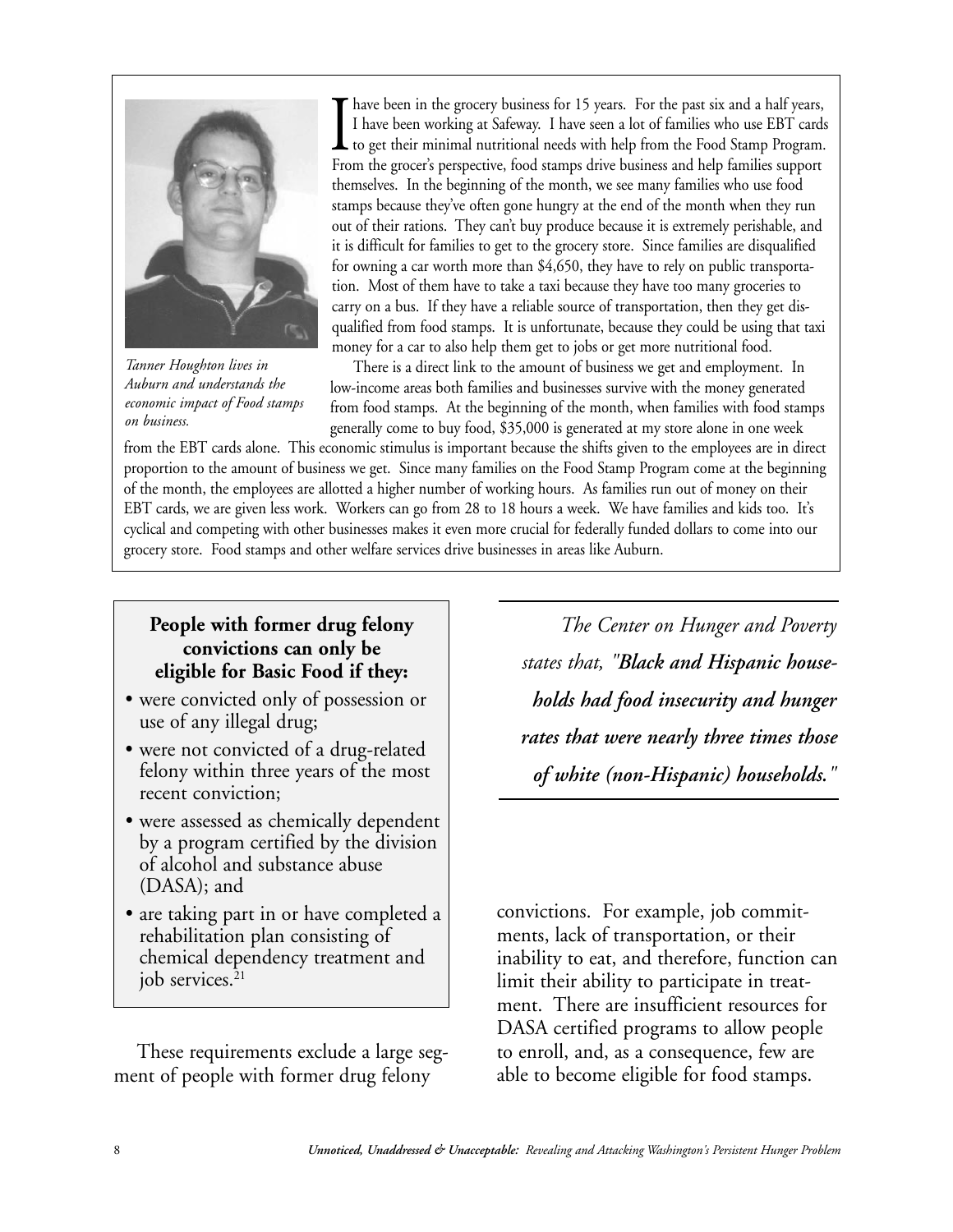I have been in the grocery business for 15 years. For the past six and a half years, I have been working at Safeway. I have seen a lot of families who use EBT cards to get their minimal nutritional needs with help from the Food Stamp Program. From the grocer's perspective, food stamps drive business and help families support themselves. In the beginning of the month, we see many families who use food stamps because they've often gone hungry at the end of the month when they run out of their rations. They can't buy produce because it is extremely perishable, and it is difficult for families to get to the grocery store. Since families are disqualified for owning a car worth more than $4,650, they have to rely on public transportation. Most of them have to take a taxi because they have too many groceries to carry on a bus. If they have a reliable source of transportation, then they get disqualified from food stamps. It is unfortunate, because they could be using that taxi money for a car to also help them get to jobs or get more nutritional food.

There is a direct link to the amount of business we get and employment. In low-income areas both families and businesses survive with the money generated from food stamps. At the beginning of the month, when families with food stamps generally come to buy food, $35,000 is generated at my store alone in one week from the EBT cards alone. This economic stimulus is important because the shifts given to the employees are in direct proportion to the amount of business we get. Since many families on the Food Stamp Program come at the beginning of the month, the employees are allotted a higher number of working hours. As families run out of money on their EBT cards, we are given less work. Workers can go from 28 to 18 hours a week. We have families and kids too. It's cyclical and competing with other businesses makes it even more crucial for federally funded dollars to come into our grocery store. Food stamps and other welfare services drive businesses in areas like Auburn.

*Tanner Houghton lives in Auburn and understands the economic impact of Food stamps on business.*

**People with former drug felony convictions can only be eligible for Basic Food if they:**

- were convicted only of possession or use of any illegal drug;
- were not convicted of a drug-related felony within three years of the most recent conviction;
- were assessed as chemically dependent by a program certified by the division of alcohol and substance abuse (DASA); and
- are taking part in or have completed a rehabilitation plan consisting of chemical dependency treatment and job services.[21]

> *The Center on Hunger and Poverty states that, "**Black and Hispanic households had food insecurity and hunger rates that were nearly three times those of white (non-Hispanic) households.**"*

These requirements exclude a large segment of people with former drug felony convictions. For example, job commitments, lack of transportation, or their inability to eat, and therefore, function can limit their ability to participate in treatment. There are insufficient resources for DASA certified programs to allow people to enroll, and, as a consequence, few are able to become eligible for food stamps.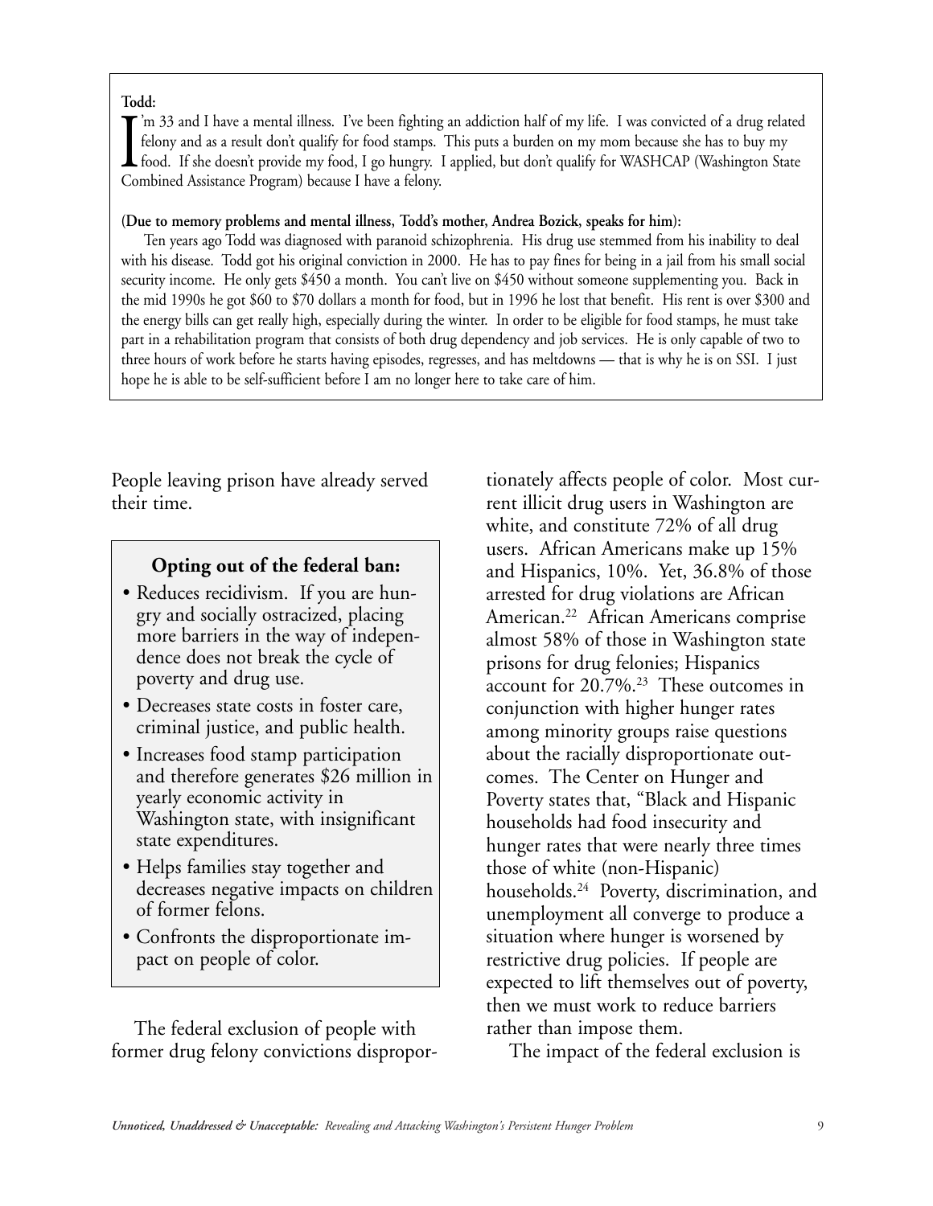**Todd:**

I'm 33 and I have a mental illness. I've been fighting an addiction half of my life. I was convicted of a drug related felony and as a result don't qualify for food stamps. This puts a burden on my mom because she has to buy my food. If she doesn't provide my food, I go hungry. I applied, but don't qualify for WASHCAP (Washington State Combined Assistance Program) because I have a felony.

**(Due to memory problems and mental illness, Todd's mother, Andrea Bozick, speaks for him):**

Ten years ago Todd was diagnosed with paranoid schizophrenia. His drug use stemmed from his inability to deal with his disease. Todd got his original conviction in 2000. He has to pay fines for being in a jail from his small social security income. He only gets $450 a month. You can't live on $450 without someone supplementing you. Back in the mid 1990s he got $60 to $70 dollars a month for food, but in 1996 he lost that benefit. His rent is over $300 and the energy bills can get really high, especially during the winter. In order to be eligible for food stamps, he must take part in a rehabilitation program that consists of both drug dependency and job services. He is only capable of two to three hours of work before he starts having episodes, regresses, and has meltdowns — that is why he is on SSI. I just hope he is able to be self-sufficient before I am no longer here to take care of him.

People leaving prison have already served their time.

**Opting out of the federal ban:**

- Reduces recidivism. If you are hungry and socially ostracized, placing more barriers in the way of independence does not break the cycle of poverty and drug use.
- Decreases state costs in foster care, criminal justice, and public health.
- Increases food stamp participation and therefore generates $26 million in yearly economic activity in Washington state, with insignificant state expenditures.
- Helps families stay together and decreases negative impacts on children of former felons.
- Confronts the disproportionate impact on people of color.

The federal exclusion of people with former drug felony convictions disproportionately affects people of color. Most current illicit drug users in Washington are white, and constitute 72% of all drug users. African Americans make up 15% and Hispanics, 10%. Yet, 36.8% of those arrested for drug violations are African American.[22] African Americans comprise almost 58% of those in Washington state prisons for drug felonies; Hispanics account for 20.7%.[23] These outcomes in conjunction with higher hunger rates among minority groups raise questions about the racially disproportionate outcomes. The Center on Hunger and Poverty states that, "Black and Hispanic households had food insecurity and hunger rates that were nearly three times those of white (non-Hispanic) households.[24] Poverty, discrimination, and unemployment all converge to produce a situation where hunger is worsened by restrictive drug policies. If people are expected to lift themselves out of poverty, then we must work to reduce barriers rather than impose them.

The impact of the federal exclusion is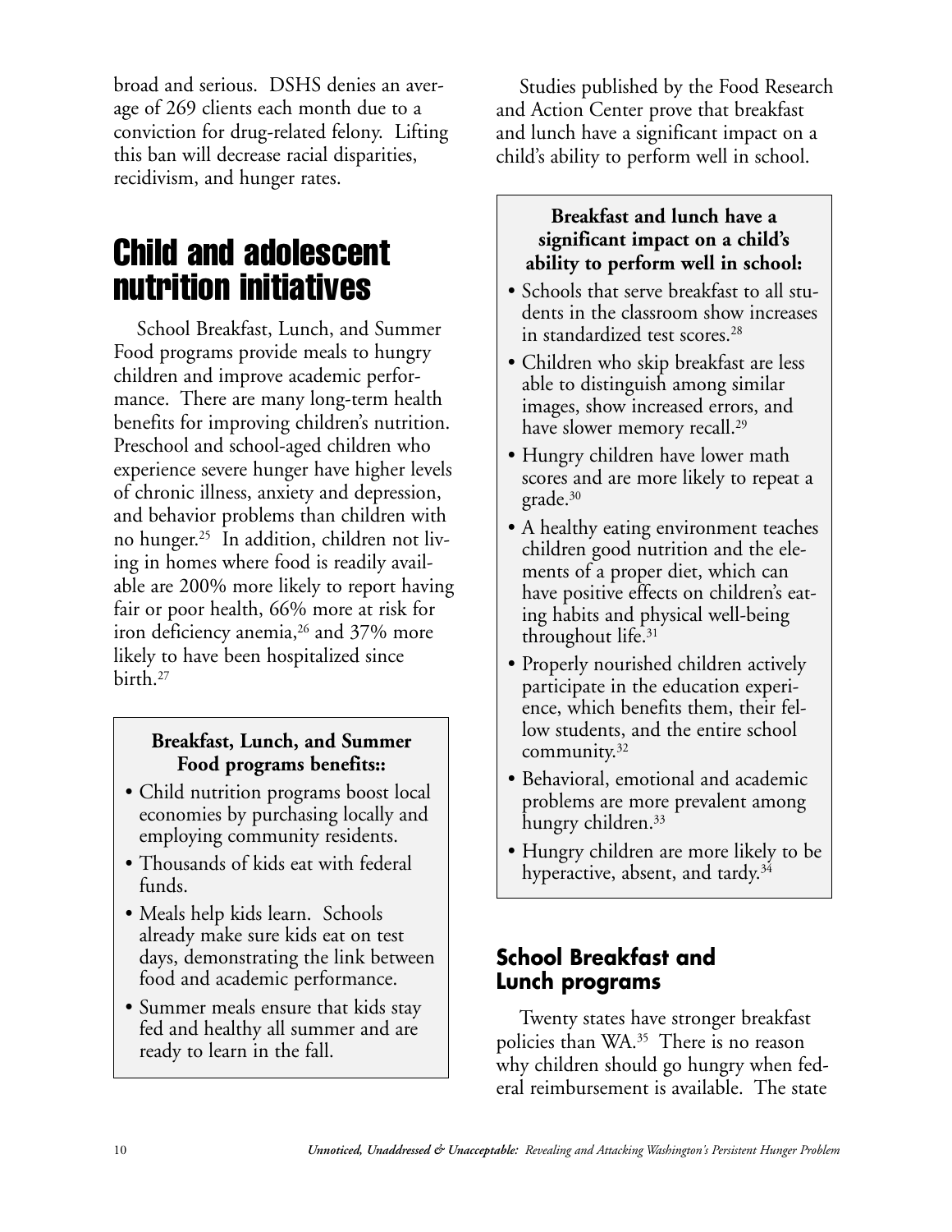broad and serious. DSHS denies an average of 269 clients each month due to a conviction for drug-related felony. Lifting this ban will decrease racial disparities, recidivism, and hunger rates.

## Child and adolescent nutrition initiatives

School Breakfast, Lunch, and Summer Food programs provide meals to hungry children and improve academic performance. There are many long-term health benefits for improving children's nutrition. Preschool and school-aged children who experience severe hunger have higher levels of chronic illness, anxiety and depression, and behavior problems than children with no hunger.[25] In addition, children not living in homes where food is readily available are 200% more likely to report having fair or poor health, 66% more at risk for iron deficiency anemia,[26] and 37% more likely to have been hospitalized since birth.[27]

**Breakfast, Lunch, and Summer Food programs benefits::**

- Child nutrition programs boost local economies by purchasing locally and employing community residents.
- Thousands of kids eat with federal funds.
- Meals help kids learn. Schools already make sure kids eat on test days, demonstrating the link between food and academic performance.
- Summer meals ensure that kids stay fed and healthy all summer and are ready to learn in the fall.

Studies published by the Food Research and Action Center prove that breakfast and lunch have a significant impact on a child's ability to perform well in school.

**Breakfast and lunch have a significant impact on a child's ability to perform well in school:**

- Schools that serve breakfast to all students in the classroom show increases in standardized test scores.[28]
- Children who skip breakfast are less able to distinguish among similar images, show increased errors, and have slower memory recall.[29]
- Hungry children have lower math scores and are more likely to repeat a grade.[30]
- A healthy eating environment teaches children good nutrition and the elements of a proper diet, which can have positive effects on children's eating habits and physical well-being throughout life.[31]
- Properly nourished children actively participate in the education experience, which benefits them, their fellow students, and the entire school community.[32]
- Behavioral, emotional and academic problems are more prevalent among hungry children.[33]
- Hungry children are more likely to be hyperactive, absent, and tardy.[34]

### School Breakfast and Lunch programs

Twenty states have stronger breakfast policies than WA.[35] There is no reason why children should go hungry when federal reimbursement is available. The state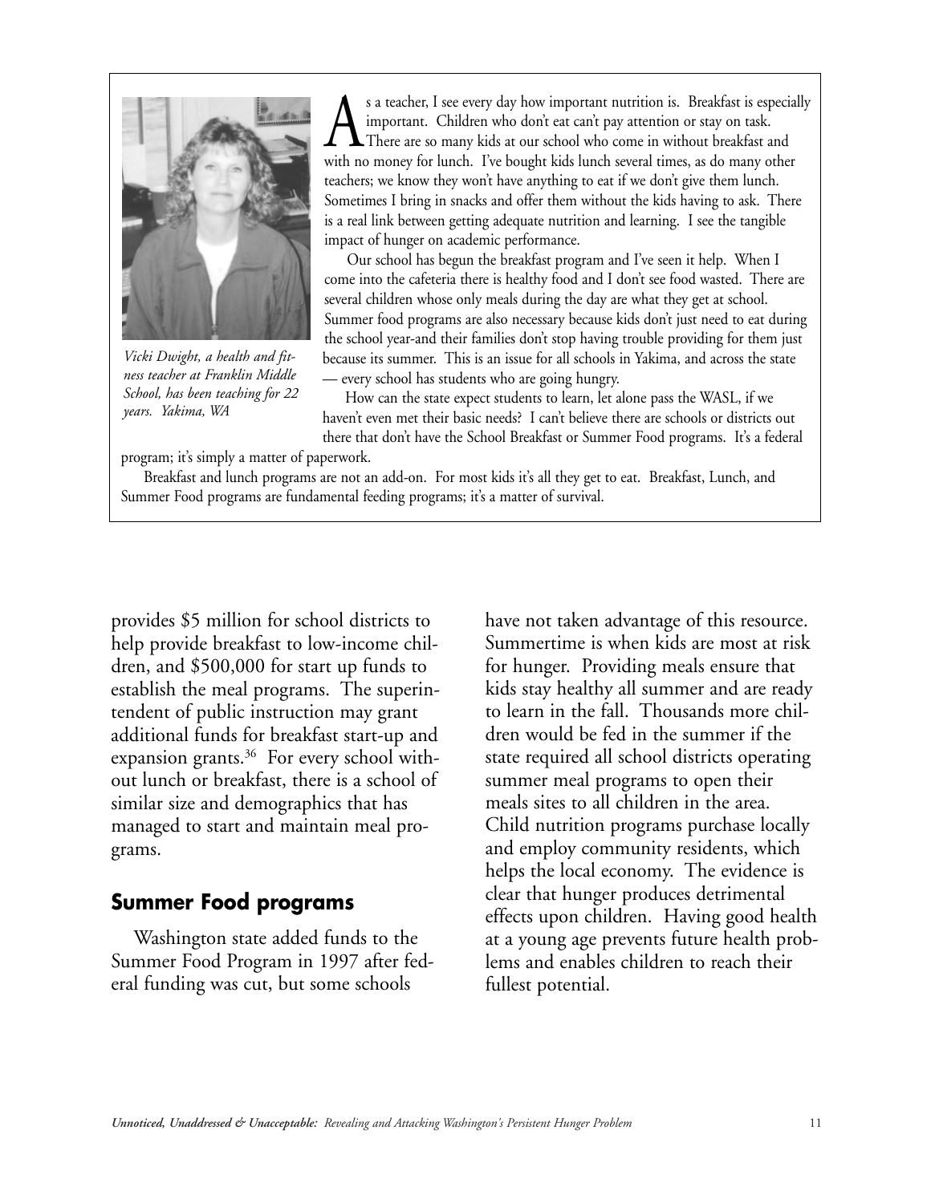As a teacher, I see every day how important nutrition is. Breakfast is especially important. Children who don't eat can't pay attention or stay on task. There are so many kids at our school who come in without breakfast and with no money for lunch. I've bought kids lunch several times, as do many other teachers; we know they won't have anything to eat if we don't give them lunch. Sometimes I bring in snacks and offer them without the kids having to ask. There is a real link between getting adequate nutrition and learning. I see the tangible impact of hunger on academic performance.

Our school has begun the breakfast program and I've seen it help. When I come into the cafeteria there is healthy food and I don't see food wasted. There are several children whose only meals during the day are what they get at school. Summer food programs are also necessary because kids don't just need to eat during the school year-and their families don't stop having trouble providing for them just because its summer. This is an issue for all schools in Yakima, and across the state — every school has students who are going hungry.

How can the state expect students to learn, let alone pass the WASL, if we haven't even met their basic needs? I can't believe there are schools or districts out there that don't have the School Breakfast or Summer Food programs. It's a federal program; it's simply a matter of paperwork.

Breakfast and lunch programs are not an add-on. For most kids it's all they get to eat. Breakfast, Lunch, and Summer Food programs are fundamental feeding programs; it's a matter of survival.

*Vicki Dwight, a health and fitness teacher at Franklin Middle School, has been teaching for 22 years. Yakima, WA*

provides \$5 million for school districts to help provide breakfast to low-income children, and \$500,000 for start up funds to establish the meal programs. The superintendent of public instruction may grant additional funds for breakfast start-up and expansion grants.[36] For every school without lunch or breakfast, there is a school of similar size and demographics that has managed to start and maintain meal programs.

## Summer Food programs

Washington state added funds to the Summer Food Program in 1997 after federal funding was cut, but some schools have not taken advantage of this resource. Summertime is when kids are most at risk for hunger. Providing meals ensure that kids stay healthy all summer and are ready to learn in the fall. Thousands more children would be fed in the summer if the state required all school districts operating summer meal programs to open their meals sites to all children in the area. Child nutrition programs purchase locally and employ community residents, which helps the local economy. The evidence is clear that hunger produces detrimental effects upon children. Having good health at a young age prevents future health problems and enables children to reach their fullest potential.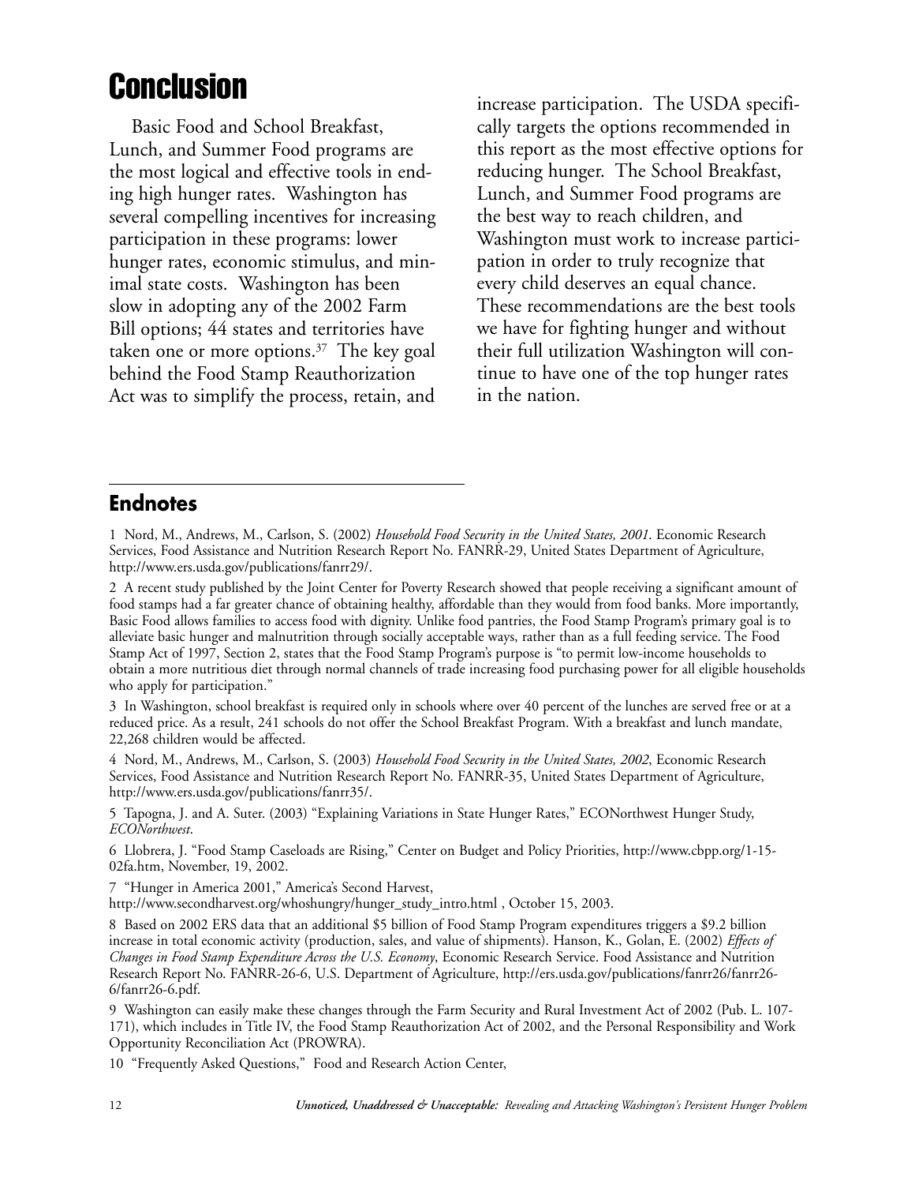# Conclusion

Basic Food and School Breakfast, Lunch, and Summer Food programs are the most logical and effective tools in ending high hunger rates. Washington has several compelling incentives for increasing participation in these programs: lower hunger rates, economic stimulus, and minimal state costs. Washington has been slow in adopting any of the 2002 Farm Bill options; 44 states and territories have taken one or more options.[37] The key goal behind the Food Stamp Reauthorization Act was to simplify the process, retain, and increase participation. The USDA specifically targets the options recommended in this report as the most effective options for reducing hunger. The School Breakfast, Lunch, and Summer Food programs are the best way to reach children, and Washington must work to increase participation in order to truly recognize that every child deserves an equal chance. These recommendations are the best tools we have for fighting hunger and without their full utilization Washington will continue to have one of the top hunger rates in the nation.

## Endnotes

1 Nord, M., Andrews, M., Carlson, S. (2002) *Household Food Security in the United States, 2001*. Economic Research Services, Food Assistance and Nutrition Research Report No. FANRR-29, United States Department of Agriculture, http://www.ers.usda.gov/publications/fanrr29/.

2 A recent study published by the Joint Center for Poverty Research showed that people receiving a significant amount of food stamps had a far greater chance of obtaining healthy, affordable than they would from food banks. More importantly, Basic Food allows families to access food with dignity. Unlike food pantries, the Food Stamp Program's primary goal is to alleviate basic hunger and malnutrition through socially acceptable ways, rather than as a full feeding service. The Food Stamp Act of 1997, Section 2, states that the Food Stamp Program's purpose is "to permit low-income households to obtain a more nutritious diet through normal channels of trade increasing food purchasing power for all eligible households who apply for participation."

3 In Washington, school breakfast is required only in schools where over 40 percent of the lunches are served free or at a reduced price. As a result, 241 schools do not offer the School Breakfast Program. With a breakfast and lunch mandate, 22,268 children would be affected.

4 Nord, M., Andrews, M., Carlson, S. (2003) *Household Food Security in the United States, 2002*, Economic Research Services, Food Assistance and Nutrition Research Report No. FANRR-35, United States Department of Agriculture, http://www.ers.usda.gov/publications/fanrr35/.

5 Tapogna, J. and A. Suter. (2003) "Explaining Variations in State Hunger Rates," ECONorthwest Hunger Study, *ECONorthwest*.

6 Llobrera, J. "Food Stamp Caseloads are Rising," Center on Budget and Policy Priorities, http://www.cbpp.org/1-15-02fa.htm, November, 19, 2002.

7 "Hunger in America 2001," America's Second Harvest, http://www.secondharvest.org/whoshungry/hunger_study_intro.html , October 15, 2003.

8 Based on 2002 ERS data that an additional $5 billion of Food Stamp Program expenditures triggers a $9.2 billion increase in total economic activity (production, sales, and value of shipments). Hanson, K., Golan, E. (2002) *Effects of Changes in Food Stamp Expenditure Across the U.S. Economy*, Economic Research Service. Food Assistance and Nutrition Research Report No. FANRR-26-6, U.S. Department of Agriculture, http://ers.usda.gov/publications/fanrr26/fanrr26-6/fanrr26-6.pdf.

9 Washington can easily make these changes through the Farm Security and Rural Investment Act of 2002 (Pub. L. 107-171), which includes in Title IV, the Food Stamp Reauthorization Act of 2002, and the Personal Responsibility and Work Opportunity Reconciliation Act (PROWRA).

10 "Frequently Asked Questions," Food and Research Action Center,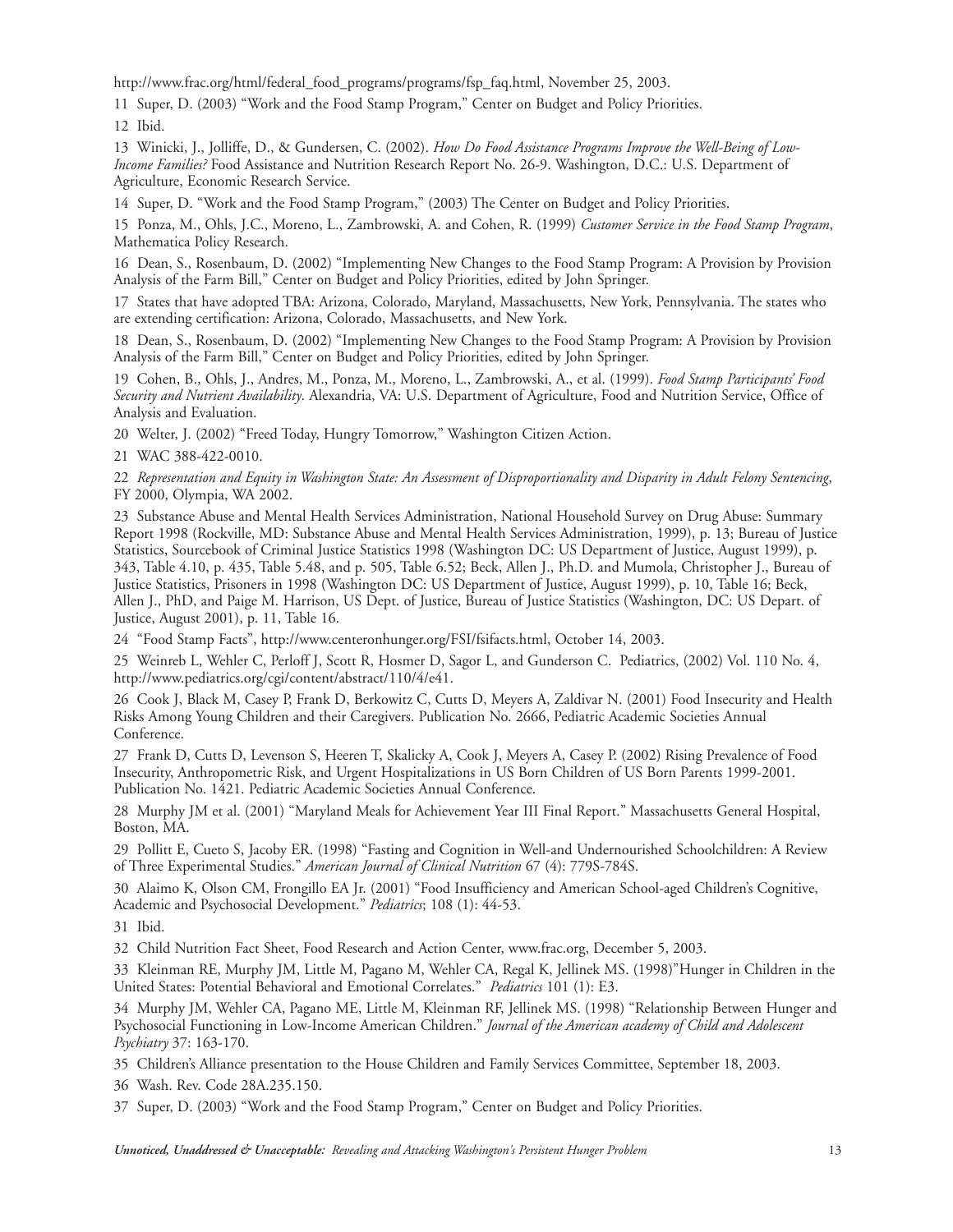http://www.frac.org/html/federal_food_programs/programs/fsp_faq.html, November 25, 2003.

11 Super, D. (2003) "Work and the Food Stamp Program," Center on Budget and Policy Priorities.

12 Ibid.

13 Winicki, J., Jolliffe, D., & Gundersen, C. (2002). *How Do Food Assistance Programs Improve the Well-Being of Low-Income Families?* Food Assistance and Nutrition Research Report No. 26-9. Washington, D.C.: U.S. Department of Agriculture, Economic Research Service.

14 Super, D. "Work and the Food Stamp Program," (2003) The Center on Budget and Policy Priorities.

15 Ponza, M., Ohls, J.C., Moreno, L., Zambrowski, A. and Cohen, R. (1999) *Customer Service in the Food Stamp Program*, Mathematica Policy Research.

16 Dean, S., Rosenbaum, D. (2002) "Implementing New Changes to the Food Stamp Program: A Provision by Provision Analysis of the Farm Bill," Center on Budget and Policy Priorities, edited by John Springer.

17 States that have adopted TBA: Arizona, Colorado, Maryland, Massachusetts, New York, Pennsylvania. The states who are extending certification: Arizona, Colorado, Massachusetts, and New York.

18 Dean, S., Rosenbaum, D. (2002) "Implementing New Changes to the Food Stamp Program: A Provision by Provision Analysis of the Farm Bill," Center on Budget and Policy Priorities, edited by John Springer.

19 Cohen, B., Ohls, J., Andres, M., Ponza, M., Moreno, L., Zambrowski, A., et al. (1999). *Food Stamp Participants' Food Security and Nutrient Availability*. Alexandria, VA: U.S. Department of Agriculture, Food and Nutrition Service, Office of Analysis and Evaluation.

20 Welter, J. (2002) "Freed Today, Hungry Tomorrow," Washington Citizen Action.

21 WAC 388-422-0010.

22 *Representation and Equity in Washington State: An Assessment of Disproportionality and Disparity in Adult Felony Sentencing*, FY 2000, Olympia, WA 2002.

23 Substance Abuse and Mental Health Services Administration, National Household Survey on Drug Abuse: Summary Report 1998 (Rockville, MD: Substance Abuse and Mental Health Services Administration, 1999), p. 13; Bureau of Justice Statistics, Sourcebook of Criminal Justice Statistics 1998 (Washington DC: US Department of Justice, August 1999), p. 343, Table 4.10, p. 435, Table 5.48, and p. 505, Table 6.52; Beck, Allen J., Ph.D. and Mumola, Christopher J., Bureau of Justice Statistics, Prisoners in 1998 (Washington DC: US Department of Justice, August 1999), p. 10, Table 16; Beck, Allen J., PhD, and Paige M. Harrison, US Dept. of Justice, Bureau of Justice Statistics (Washington, DC: US Depart. of Justice, August 2001), p. 11, Table 16.

24 "Food Stamp Facts", http://www.centeronhunger.org/FSI/fsifacts.html, October 14, 2003.

25 Weinreb L, Wehler C, Perloff J, Scott R, Hosmer D, Sagor L, and Gunderson C. Pediatrics, (2002) Vol. 110 No. 4, http://www.pediatrics.org/cgi/content/abstract/110/4/e41.

26 Cook J, Black M, Casey P, Frank D, Berkowitz C, Cutts D, Meyers A, Zaldivar N. (2001) Food Insecurity and Health Risks Among Young Children and their Caregivers. Publication No. 2666, Pediatric Academic Societies Annual Conference.

27 Frank D, Cutts D, Levenson S, Heeren T, Skalicky A, Cook J, Meyers A, Casey P. (2002) Rising Prevalence of Food Insecurity, Anthropometric Risk, and Urgent Hospitalizations in US Born Children of US Born Parents 1999-2001. Publication No. 1421. Pediatric Academic Societies Annual Conference.

28 Murphy JM et al. (2001) "Maryland Meals for Achievement Year III Final Report." Massachusetts General Hospital, Boston, MA.

29 Pollitt E, Cueto S, Jacoby ER. (1998) "Fasting and Cognition in Well-and Undernourished Schoolchildren: A Review of Three Experimental Studies." *American Journal of Clinical Nutrition* 67 (4): 779S-784S.

30 Alaimo K, Olson CM, Frongillo EA Jr. (2001) "Food Insufficiency and American School-aged Children's Cognitive, Academic and Psychosocial Development." *Pediatrics*; 108 (1): 44-53.

31 Ibid.

32 Child Nutrition Fact Sheet, Food Research and Action Center, www.frac.org, December 5, 2003.

33 Kleinman RE, Murphy JM, Little M, Pagano M, Wehler CA, Regal K, Jellinek MS. (1998)"Hunger in Children in the United States: Potential Behavioral and Emotional Correlates." *Pediatrics* 101 (1): E3.

34 Murphy JM, Wehler CA, Pagano ME, Little M, Kleinman RF, Jellinek MS. (1998) "Relationship Between Hunger and Psychosocial Functioning in Low-Income American Children." *Journal of the American academy of Child and Adolescent Psychiatry* 37: 163-170.

35 Children's Alliance presentation to the House Children and Family Services Committee, September 18, 2003.

36 Wash. Rev. Code 28A.235.150.

37 Super, D. (2003) "Work and the Food Stamp Program," Center on Budget and Policy Priorities.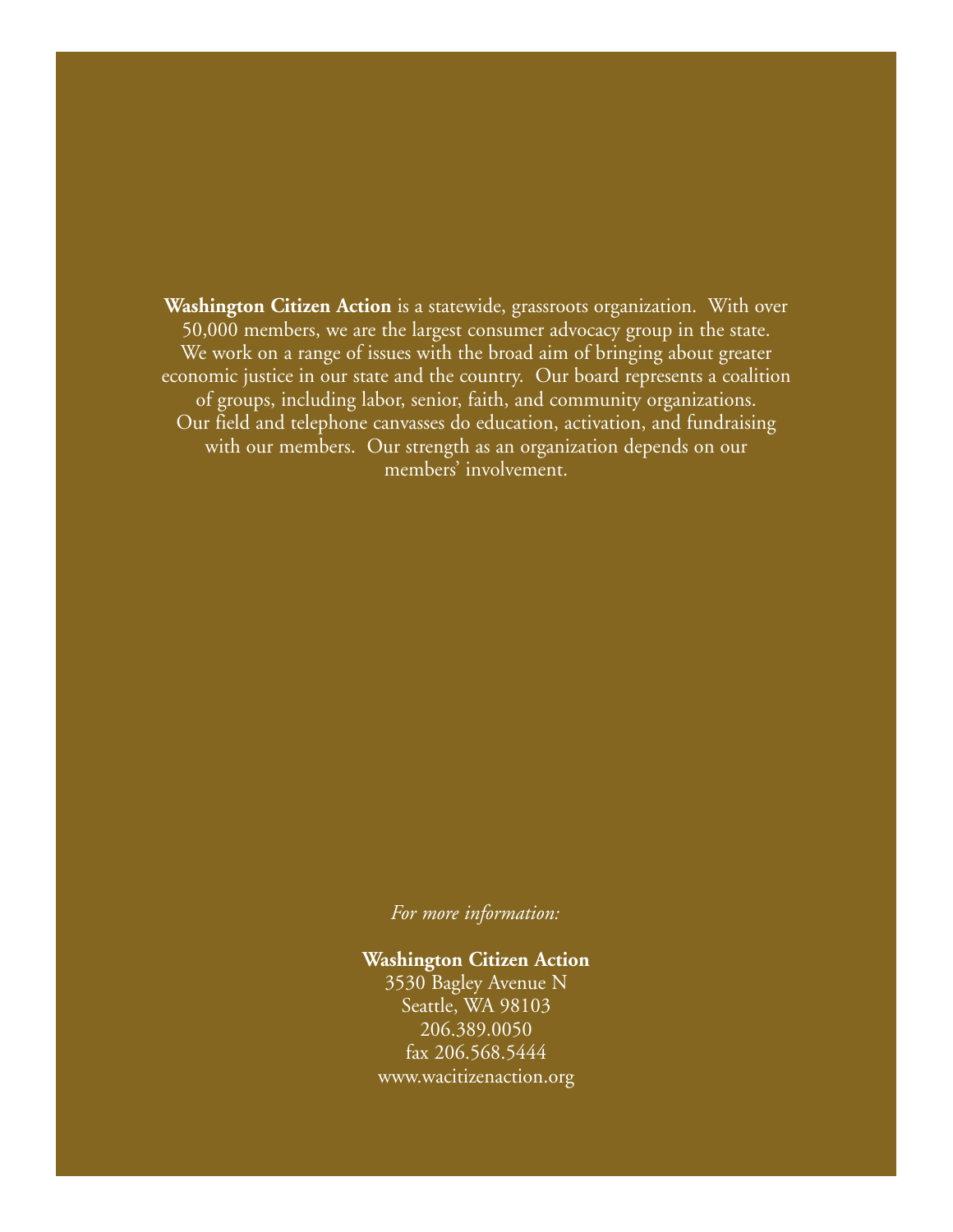**Washington Citizen Action** is a statewide, grassroots organization. With over 50,000 members, we are the largest consumer advocacy group in the state. We work on a range of issues with the broad aim of bringing about greater economic justice in our state and the country. Our board represents a coalition of groups, including labor, senior, faith, and community organizations. Our field and telephone canvasses do education, activation, and fundraising with our members. Our strength as an organization depends on our members' involvement.

*For more information:*

**Washington Citizen Action**
3530 Bagley Avenue N
Seattle, WA 98103
206.389.0050
fax 206.568.5444
www.wacitizenaction.org